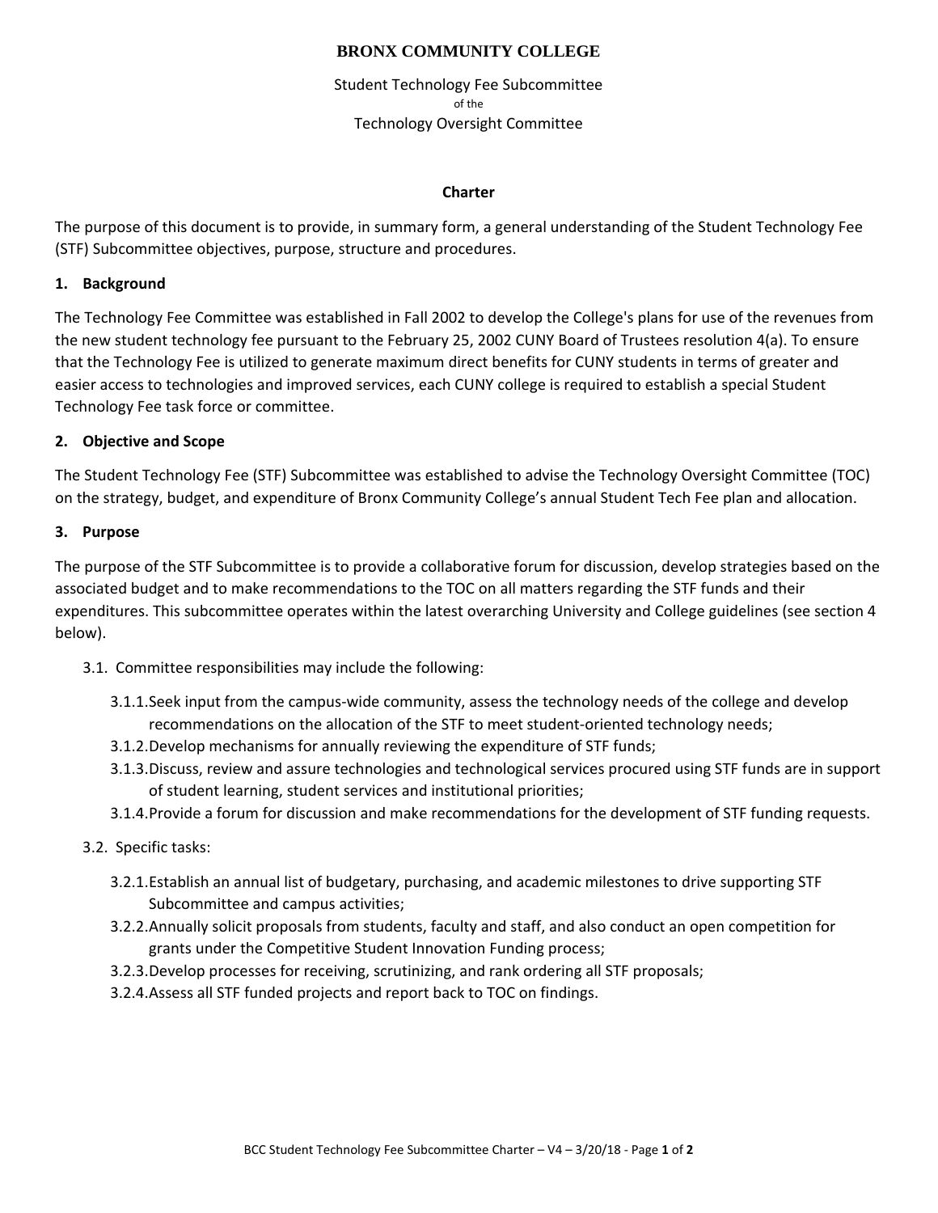# BRONX COMMUNITY COLLEGE

Student Technology Fee Subcommittee
of the
Technology Oversight Committee

## Charter

The purpose of this document is to provide, in summary form, a general understanding of the Student Technology Fee (STF) Subcommittee objectives, purpose, structure and procedures.

### 1. Background

The Technology Fee Committee was established in Fall 2002 to develop the College's plans for use of the revenues from the new student technology fee pursuant to the February 25, 2002 CUNY Board of Trustees resolution 4(a). To ensure that the Technology Fee is utilized to generate maximum direct benefits for CUNY students in terms of greater and easier access to technologies and improved services, each CUNY college is required to establish a special Student Technology Fee task force or committee.

### 2. Objective and Scope

The Student Technology Fee (STF) Subcommittee was established to advise the Technology Oversight Committee (TOC) on the strategy, budget, and expenditure of Bronx Community College's annual Student Tech Fee plan and allocation.

### 3. Purpose

The purpose of the STF Subcommittee is to provide a collaborative forum for discussion, develop strategies based on the associated budget and to make recommendations to the TOC on all matters regarding the STF funds and their expenditures. This subcommittee operates within the latest overarching University and College guidelines (see section 4 below).

3.1. Committee responsibilities may include the following:

- 3.1.1. Seek input from the campus-wide community, assess the technology needs of the college and develop recommendations on the allocation of the STF to meet student-oriented technology needs;
- 3.1.2. Develop mechanisms for annually reviewing the expenditure of STF funds;
- 3.1.3. Discuss, review and assure technologies and technological services procured using STF funds are in support of student learning, student services and institutional priorities;
- 3.1.4. Provide a forum for discussion and make recommendations for the development of STF funding requests.

3.2. Specific tasks:

- 3.2.1. Establish an annual list of budgetary, purchasing, and academic milestones to drive supporting STF Subcommittee and campus activities;
- 3.2.2. Annually solicit proposals from students, faculty and staff, and also conduct an open competition for grants under the Competitive Student Innovation Funding process;
- 3.2.3. Develop processes for receiving, scrutinizing, and rank ordering all STF proposals;
- 3.2.4. Assess all STF funded projects and report back to TOC on findings.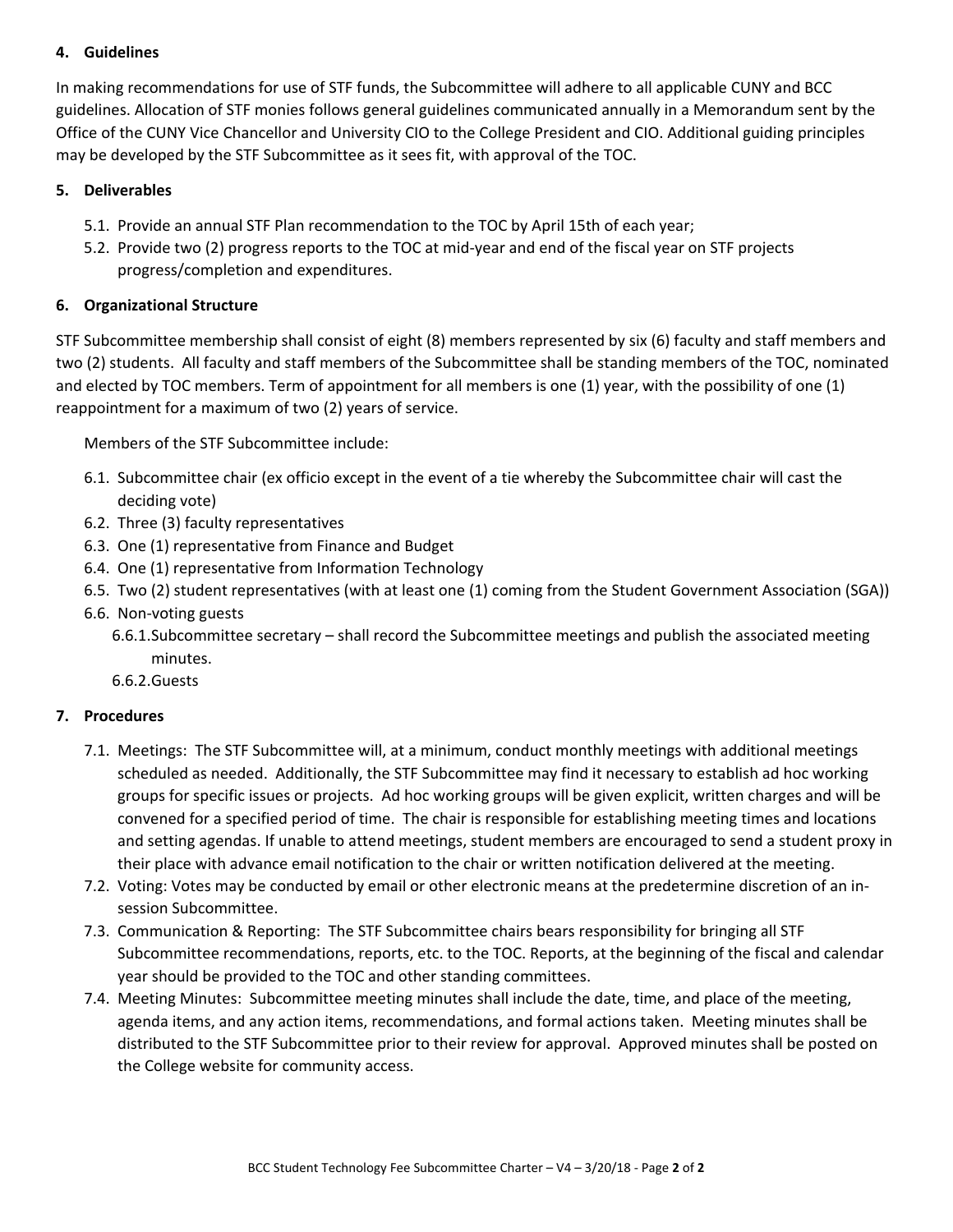## 4. Guidelines

In making recommendations for use of STF funds, the Subcommittee will adhere to all applicable CUNY and BCC guidelines. Allocation of STF monies follows general guidelines communicated annually in a Memorandum sent by the Office of the CUNY Vice Chancellor and University CIO to the College President and CIO. Additional guiding principles may be developed by the STF Subcommittee as it sees fit, with approval of the TOC.

## 5. Deliverables

5.1. Provide an annual STF Plan recommendation to the TOC by April 15th of each year;

5.2. Provide two (2) progress reports to the TOC at mid-year and end of the fiscal year on STF projects progress/completion and expenditures.

## 6. Organizational Structure

STF Subcommittee membership shall consist of eight (8) members represented by six (6) faculty and staff members and two (2) students. All faculty and staff members of the Subcommittee shall be standing members of the TOC, nominated and elected by TOC members. Term of appointment for all members is one (1) year, with the possibility of one (1) reappointment for a maximum of two (2) years of service.

Members of the STF Subcommittee include:

6.1. Subcommittee chair (ex officio except in the event of a tie whereby the Subcommittee chair will cast the deciding vote)

6.2. Three (3) faculty representatives

6.3. One (1) representative from Finance and Budget

6.4. One (1) representative from Information Technology

6.5. Two (2) student representatives (with at least one (1) coming from the Student Government Association (SGA))

6.6. Non-voting guests

- 6.6.1. Subcommittee secretary – shall record the Subcommittee meetings and publish the associated meeting minutes.
- 6.6.2. Guests

## 7. Procedures

7.1. Meetings: The STF Subcommittee will, at a minimum, conduct monthly meetings with additional meetings scheduled as needed. Additionally, the STF Subcommittee may find it necessary to establish ad hoc working groups for specific issues or projects. Ad hoc working groups will be given explicit, written charges and will be convened for a specified period of time. The chair is responsible for establishing meeting times and locations and setting agendas. If unable to attend meetings, student members are encouraged to send a student proxy in their place with advance email notification to the chair or written notification delivered at the meeting.

7.2. Voting: Votes may be conducted by email or other electronic means at the predetermine discretion of an in-session Subcommittee.

7.3. Communication & Reporting: The STF Subcommittee chairs bears responsibility for bringing all STF Subcommittee recommendations, reports, etc. to the TOC. Reports, at the beginning of the fiscal and calendar year should be provided to the TOC and other standing committees.

7.4. Meeting Minutes: Subcommittee meeting minutes shall include the date, time, and place of the meeting, agenda items, and any action items, recommendations, and formal actions taken. Meeting minutes shall be distributed to the STF Subcommittee prior to their review for approval. Approved minutes shall be posted on the College website for community access.